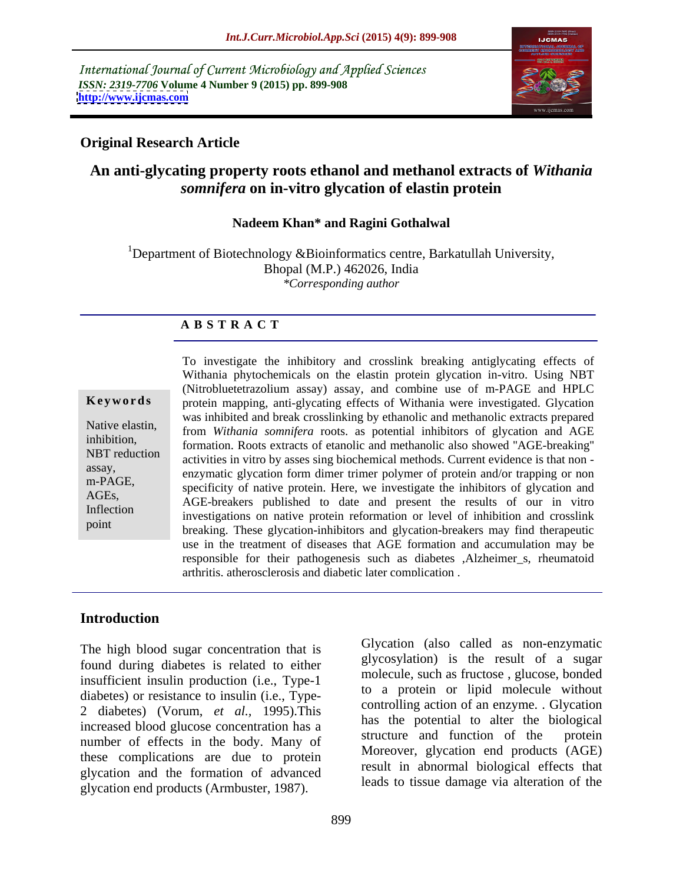International Journal of Current Microbiology and Applied Sciences
*ISSN: 2319-7706* **Volume 4 Number 9 (2015) pp. 899-908**
**http://www.ijcmas.com**

**Original Research Article**

# An anti-glycating property roots ethanol and methanol extracts of *Withania somnifera* on in-vitro glycation of elastin protein

**Nadeem Khan\* and Ragini Gothalwal**

[1]Department of Biotechnology &Bioinformatics centre, Barkatullah University, Bhopal (M.P.) 462026, India
*\*Corresponding author*

**A B S T R A C T**

**Keywords**

Native elastin, inhibition, NBT reduction assay, m-PAGE, AGEs, Inflection point

To investigate the inhibitory and crosslink breaking antiglycating effects of Withania phytochemicals on the elastin protein glycation in-vitro. Using NBT (Nitrobluetetrazolium assay) assay, and combine use of m-PAGE and HPLC protein mapping, anti-glycating effects of Withania were investigated. Glycation was inhibited and break crosslinking by ethanolic and methanolic extracts prepared from *Withania somnifera* roots. as potential inhibitors of glycation and AGE formation. Roots extracts of etanolic and methanolic also showed "AGE-breaking" activities in vitro by asses sing biochemical methods. Current evidence is that non -enzymatic glycation form dimer trimer polymer of protein and/or trapping or non specificity of native protein. Here, we investigate the inhibitors of glycation and AGE-breakers published to date and present the results of our in vitro investigations on native protein reformation or level of inhibition and crosslink breaking. These glycation-inhibitors and glycation-breakers may find therapeutic use in the treatment of diseases that AGE formation and accumulation may be responsible for their pathogenesis such as diabetes ,Alzheimer_s, rheumatoid arthritis, atherosclerosis and diabetic later complication .

## Introduction

The high blood sugar concentration that is found during diabetes is related to either insufficient insulin production (i.e., Type-1 diabetes) or resistance to insulin (i.e., Type-2 diabetes) (Vorum, *et al.,* 1995).This increased blood glucose concentration has a number of effects in the body. Many of these complications are due to protein glycation and the formation of advanced glycation end products (Armbuster, 1987).

Glycation (also called as non-enzymatic glycosylation) is the result of a sugar molecule, such as fructose , glucose, bonded to a protein or lipid molecule without controlling action of an enzyme. . Glycation has the potential to alter the biological structure and function of the protein Moreover, glycation end products (AGE) result in abnormal biological effects that leads to tissue damage via alteration of the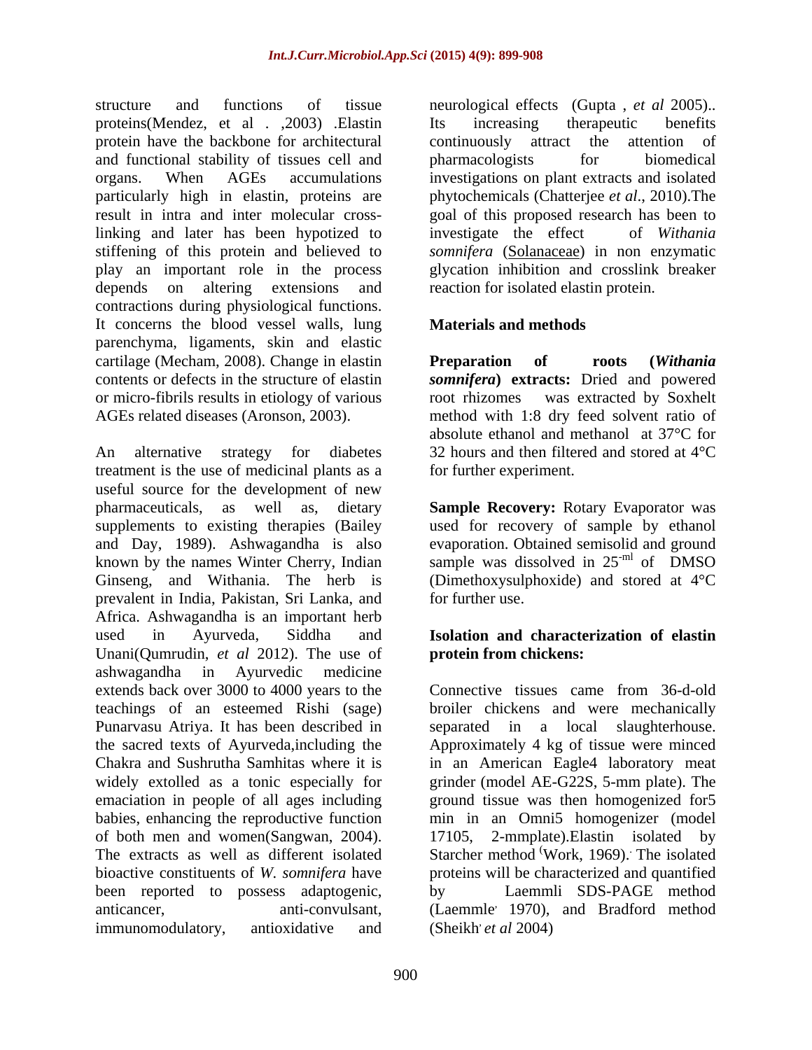structure and functions of tissue proteins(Mendez, et al . ,2003) .Elastin protein have the backbone for architectural and functional stability of tissues cell and organs. When AGEs accumulations particularly high in elastin, proteins are result in intra and inter molecular cross-linking and later has been hypotized to stiffening of this protein and believed to play an important role in the process depends on altering extensions and contractions during physiological functions. It concerns the blood vessel walls, lung parenchyma, ligaments, skin and elastic cartilage (Mecham, 2008). Change in elastin contents or defects in the structure of elastin or micro-fibrils results in etiology of various AGEs related diseases (Aronson, 2003).

An alternative strategy for diabetes treatment is the use of medicinal plants as a useful source for the development of new pharmaceuticals, as well as, dietary supplements to existing therapies (Bailey and Day, 1989). Ashwagandha is also known by the names Winter Cherry, Indian Ginseng, and Withania. The herb is prevalent in India, Pakistan, Sri Lanka, and Africa. Ashwagandha is an important herb used in Ayurveda, Siddha and Unani(Qumrudin, *et al* 2012). The use of ashwagandha in Ayurvedic medicine extends back over 3000 to 4000 years to the teachings of an esteemed Rishi (sage) Punarvasu Atriya. It has been described in the sacred texts of Ayurveda,including the Chakra and Sushrutha Samhitas where it is widely extolled as a tonic especially for emaciation in people of all ages including babies, enhancing the reproductive function of both men and women(Sangwan, 2004). The extracts as well as different isolated bioactive constituents of *W. somnifera* have been reported to possess adaptogenic, anticancer, anti-convulsant, immunomodulatory, antioxidative and neurological effects (Gupta , *et al* 2005).. Its increasing therapeutic benefits continuously attract the attention of pharmacologists for biomedical investigations on plant extracts and isolated phytochemicals (Chatterjee *et al*., 2010).The goal of this proposed research has been to investigate the effect of *Withania somnifera* (Solanaceae) in non enzymatic glycation inhibition and crosslink breaker reaction for isolated elastin protein.

## Materials and methods

**Preparation of roots (*Withania somnifera*) extracts:** Dried and powered root rhizomes was extracted by Soxhelt method with 1:8 dry feed solvent ratio of absolute ethanol and methanol at 37°C for 32 hours and then filtered and stored at 4°C for further experiment.

**Sample Recovery:** Rotary Evaporator was used for recovery of sample by ethanol evaporation. Obtained semisolid and ground sample was dissolved in $25^{-ml}$ of DMSO (Dimethoxysulphoxide) and stored at 4°C for further use.

**Isolation and characterization of elastin protein from chickens:**

Connective tissues came from 36-d-old broiler chickens and were mechanically separated in a local slaughterhouse. Approximately 4 kg of tissue were minced in an American Eagle4 laboratory meat grinder (model AE-G22S, 5-mm plate). The ground tissue was then homogenized for5 min in an Omni5 homogenizer (model 17105, 2-mmplate).Elastin isolated by Starcher method (Work, 1969). The isolated proteins will be characterized and quantified by Laemmli SDS-PAGE method (Laemmle, 1970), and Bradford method (Sheikh, *et al* 2004)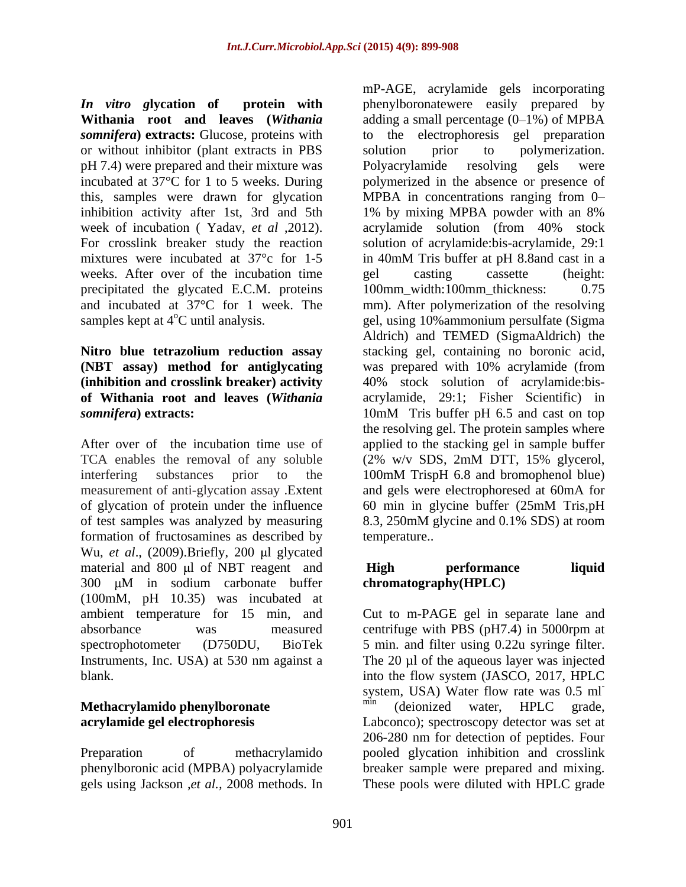***In vitro* glycation of protein with Withania root and leaves (*Withania somnifera*) extracts:** Glucose, proteins with or without inhibitor (plant extracts in PBS pH 7.4) were prepared and their mixture was incubated at 37°C for 1 to 5 weeks. During this, samples were drawn for glycation inhibition activity after 1st, 3rd and 5th week of incubation ( Yadav, *et al* ,2012). For crosslink breaker study the reaction mixtures were incubated at 37°c for 1-5 weeks. After over of the incubation time precipitated the glycated E.C.M. proteins and incubated at 37°C for 1 week. The samples kept at 4°C until analysis.

**Nitro blue tetrazolium reduction assay (NBT assay) method for antiglycating (inhibition and crosslink breaker) activity of Withania root and leaves (*Withania somnifera*) extracts:**

After over of the incubation time use of TCA enables the removal of any soluble interfering substances prior to the measurement of anti-glycation assay .Extent of glycation of protein under the influence of test samples was analyzed by measuring formation of fructosamines as described by Wu, *et al*., (2009).Briefly, 200 μl glycated material and 800 μl of NBT reagent and 300 μM in sodium carbonate buffer (100mM, pH 10.35) was incubated at ambient temperature for 15 min, and absorbance was measured spectrophotometer (D750DU, BioTek Instruments, Inc. USA) at 530 nm against a blank.

**Methacrylamido phenylboronate acrylamide gel electrophoresis**

Preparation of methacrylamido phenylboronic acid (MPBA) polyacrylamide gels using Jackson ,*et al.,* 2008 methods. In mP-AGE, acrylamide gels incorporating phenylboronatewere easily prepared by adding a small percentage (0–1%) of MPBA to the electrophoresis gel preparation solution prior to polymerization. Polyacrylamide resolving gels were polymerized in the absence or presence of MPBA in concentrations ranging from 0–1% by mixing MPBA powder with an 8% acrylamide solution (from 40% stock solution of acrylamide:bis-acrylamide, 29:1 in 40mM Tris buffer at pH 8.8and cast in a gel casting cassette (height: 100mm_width:100mm_thickness: 0.75 mm). After polymerization of the resolving gel, using 10%ammonium persulfate (Sigma Aldrich) and TEMED (SigmaAldrich) the stacking gel, containing no boronic acid, was prepared with 10% acrylamide (from 40% stock solution of acrylamide:bis-acrylamide, 29:1; Fisher Scientific) in 10mM Tris buffer pH 6.5 and cast on top the resolving gel. The protein samples where applied to the stacking gel in sample buffer (2% w/v SDS, 2mM DTT, 15% glycerol, 100mM TrispH 6.8 and bromophenol blue) and gels were electrophoresed at 60mA for 60 min in glycine buffer (25mM Tris,pH 8.3, 250mM glycine and 0.1% SDS) at room temperature..

**High performance liquid chromatography(HPLC)**

Cut to m-PAGE gel in separate lane and centrifuge with PBS (pH7.4) in 5000rpm at 5 min. and filter using 0.22u syringe filter. The 20 µl of the aqueous layer was injected into the flow system (JASCO, 2017, HPLC system, USA) Water flow rate was 0.5 ml$^{-min}$ (deionized water, HPLC grade, Labconco); spectroscopy detector was set at 206-280 nm for detection of peptides. Four pooled glycation inhibition and crosslink breaker sample were prepared and mixing. These pools were diluted with HPLC grade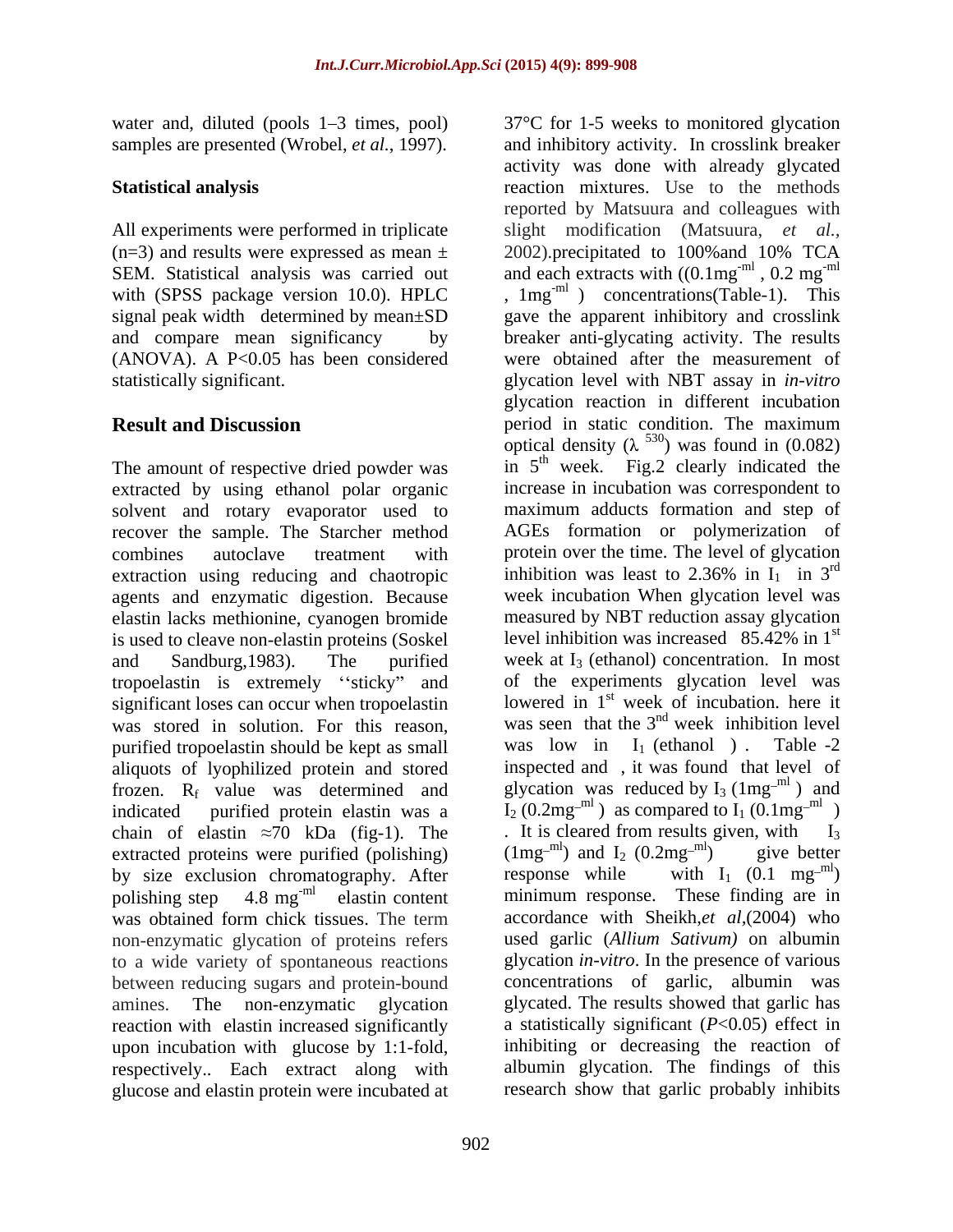water and, diluted (pools 1–3 times, pool) samples are presented (Wrobel, *et al.*, 1997).

## Statistical analysis

All experiments were performed in triplicate (n=3) and results were expressed as mean ± SEM. Statistical analysis was carried out with (SPSS package version 10.0). HPLC signal peak width determined by mean±SD and compare mean significancy by (ANOVA). A P<0.05 has been considered statistically significant.

## Result and Discussion

The amount of respective dried powder was extracted by using ethanol polar organic solvent and rotary evaporator used to recover the sample. The Starcher method combines autoclave treatment with extraction using reducing and chaotropic agents and enzymatic digestion. Because elastin lacks methionine, cyanogen bromide is used to cleave non-elastin proteins (Soskel and Sandburg,1983). The purified tropoelastin is extremely ''sticky'' and significant loses can occur when tropoelastin was stored in solution. For this reason, purified tropoelastin should be kept as small aliquots of lyophilized protein and stored frozen. $R_f$ value was determined and indicated purified protein elastin was a chain of elastin ≈70 kDa (fig-1). The extracted proteins were purified (polishing) by size exclusion chromatography. After polishing step 4.8 $mg^{-ml}$ elastin content was obtained form chick tissues. The term non-enzymatic glycation of proteins refers to a wide variety of spontaneous reactions between reducing sugars and protein-bound amines. The non-enzymatic glycation reaction with elastin increased significantly upon incubation with glucose by 1:1-fold, respectively.. Each extract along with glucose and elastin protein were incubated at 37°C for 1-5 weeks to monitored glycation and inhibitory activity. In crosslink breaker activity was done with already glycated reaction mixtures. Use to the methods reported by Matsuura and colleagues with slight modification (Matsuura, *et al.*, 2002).precipitated to 100%and 10% TCA and each extracts with ((0.1$mg^{-ml}$ , 0.2 $mg^{-ml}$ , 1$mg^{-ml}$ ) concentrations(Table-1). This gave the apparent inhibitory and crosslink breaker anti-glycating activity. The results were obtained after the measurement of glycation level with NBT assay in *in-vitro* glycation reaction in different incubation period in static condition. The maximum optical density ($\lambda^{530}$) was found in (0.082) in 5th week. Fig.2 clearly indicated the increase in incubation was correspondent to maximum adducts formation and step of AGEs formation or polymerization of protein over the time. The level of glycation inhibition was least to 2.36% in $I_1$ in 3rd week incubation When glycation level was measured by NBT reduction assay glycation level inhibition was increased 85.42% in 1st week at $I_3$ (ethanol) concentration. In most of the experiments glycation level was lowered in 1st week of incubation. here it was seen that the 3nd week inhibition level was low in $I_1$ (ethanol ) . Table -2 inspected and , it was found that level of glycation was reduced by $I_3$ (1$mg^{-ml}$ ) and $I_2$ (0.2$mg^{-ml}$ ) as compared to $I_1$ (0.1$mg^{-ml}$ ) . It is cleared from results given, with $I_3$ (1$mg^{-ml}$) and $I_2$ (0.2$mg^{-ml}$) give better response while with $I_1$ (0.1 $mg^{-ml}$) minimum response. These finding are in accordance with Sheikh,*et al*,(2004) who used garlic (*Allium Sativum)* on albumin glycation *in-vitro*. In the presence of various concentrations of garlic, albumin was glycated. The results showed that garlic has a statistically significant (*P*<0.05) effect in inhibiting or decreasing the reaction of albumin glycation. The findings of this research show that garlic probably inhibits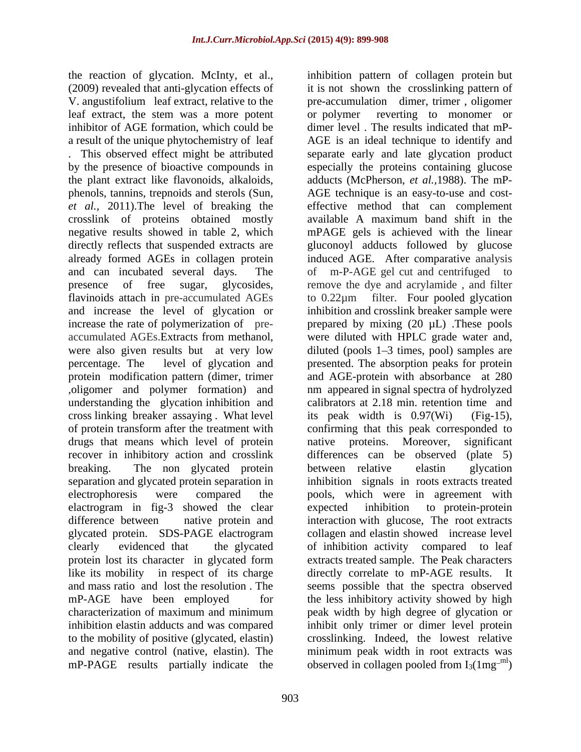the reaction of glycation. McInty, et al., (2009) revealed that anti-glycation effects of V. angustifolium leaf extract, relative to the leaf extract, the stem was a more potent inhibitor of AGE formation, which could be a result of the unique phytochemistry of leaf . This observed effect might be attributed by the presence of bioactive compounds in the plant extract like flavonoids, alkaloids, phenols, tannins, trepnoids and sterols (Sun, *et al.,* 2011).The level of breaking the crosslink of proteins obtained mostly negative results showed in table 2, which directly reflects that suspended extracts are already formed AGEs in collagen protein and can incubated several days. The presence of free sugar, glycosides, flavinoids attach in pre-accumulated AGEs and increase the level of glycation or increase the rate of polymerization of pre-accumulated AGEs.Extracts from methanol, were also given results but at very low percentage. The level of glycation and protein modification pattern (dimer, trimer ,oligomer and polymer formation) and understanding the glycation inhibition and cross linking breaker assaying . What level of protein transform after the treatment with drugs that means which level of protein recover in inhibitory action and crosslink breaking. The non glycated protein separation and glycated protein separation in electrophoresis were compared the electrogram in fig-3 showed the clear difference between native protein and glycated protein. SDS-PAGE electrogram clearly evidenced that the glycated protein lost its character in glycated form like its mobility in respect of its charge and mass ratio and lost the resolution . The mP-AGE have been employed for characterization of maximum and minimum inhibition elastin adducts and was compared to the mobility of positive (glycated, elastin) and negative control (native, elastin). The mP-PAGE results partially indicate the inhibition pattern of collagen protein but it is not shown the crosslinking pattern of pre-accumulation dimer, trimer , oligomer or polymer reverting to monomer or dimer level . The results indicated that mP-AGE is an ideal technique to identify and separate early and late glycation product especially the proteins containing glucose adducts (McPherson, *et al.,*1988). The mP-AGE technique is an easy-to-use and cost-effective method that can complement available A maximum band shift in the mPAGE gels is achieved with the linear gluconoyl adducts followed by glucose induced AGE. After comparative analysis of m-P-AGE gel cut and centrifuged to remove the dye and acrylamide , and filter to 0.22µm filter. Four pooled glycation inhibition and crosslink breaker sample were prepared by mixing (20 µL) .These pools were diluted with HPLC grade water and, diluted (pools 1–3 times, pool) samples are presented. The absorption peaks for protein and AGE-protein with absorbance at 280 nm appeared in signal spectra of hydrolyzed calibrators at 2.18 min. retention time and its peak width is 0.97(Wi) (Fig-15), confirming that this peak corresponded to native proteins. Moreover, significant differences can be observed (plate 5) between relative elastin glycation inhibition signals in roots extracts treated pools, which were in agreement with expected inhibition to protein-protein interaction with glucose, The root extracts collagen and elastin showed increase level of inhibition activity compared to leaf extracts treated sample. The Peak characters directly correlate to mP-AGE results. It seems possible that the spectra observed the less inhibitory activity showed by high peak width by high degree of glycation or inhibit only trimer or dimer level protein crosslinking. Indeed, the lowest relative minimum peak width in root extracts was observed in collagen pooled from $I_3(1mg^{-ml})$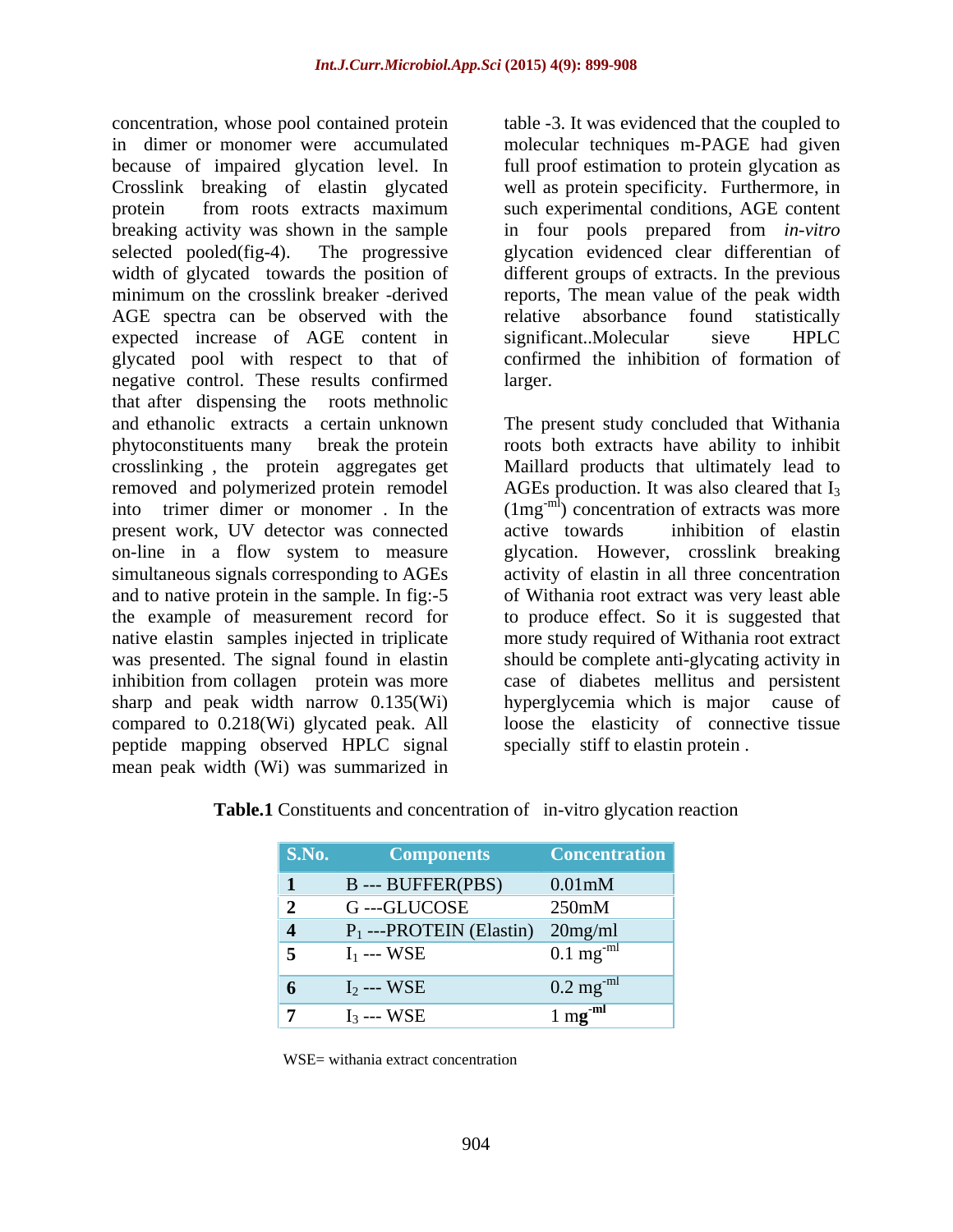concentration, whose pool contained protein in dimer or monomer were accumulated because of impaired glycation level. In Crosslink breaking of elastin glycated protein from roots extracts maximum breaking activity was shown in the sample selected pooled(fig-4). The progressive width of glycated towards the position of minimum on the crosslink breaker -derived AGE spectra can be observed with the expected increase of AGE content in glycated pool with respect to that of negative control. These results confirmed that after dispensing the roots methnolic and ethanolic extracts a certain unknown phytoconstituents many break the protein crosslinking , the protein aggregates get removed and polymerized protein remodel into trimer dimer or monomer . In the present work, UV detector was connected on-line in a flow system to measure simultaneous signals corresponding to AGEs and to native protein in the sample. In fig:-5 the example of measurement record for native elastin samples injected in triplicate was presented. The signal found in elastin inhibition from collagen protein was more sharp and peak width narrow 0.135(Wi) compared to 0.218(Wi) glycated peak. All peptide mapping observed HPLC signal mean peak width (Wi) was summarized in table -3. It was evidenced that the coupled to molecular techniques m-PAGE had given full proof estimation to protein glycation as well as protein specificity. Furthermore, in such experimental conditions, AGE content in four pools prepared from *in-vitro* glycation evidenced clear differentian of different groups of extracts. In the previous reports, The mean value of the peak width relative absorbance found statistically significant..Molecular sieve HPLC confirmed the inhibition of formation of larger.

The present study concluded that Withania roots both extracts have ability to inhibit Maillard products that ultimately lead to AGEs production. It was also cleared that $I_3$ ($1mg^{-ml}$) concentration of extracts was more active towards inhibition of elastin glycation. However, crosslink breaking activity of elastin in all three concentration of Withania root extract was very least able to produce effect. So it is suggested that more study required of Withania root extract should be complete anti-glycating activity in case of diabetes mellitus and persistent hyperglycemia which is major cause of loose the elasticity of connective tissue specially stiff to elastin protein .

**Table.1** Constituents and concentration of in-vitro glycation reaction

| S.No. | Components | Concentration |
|---|---|---|
| **1** | B --- BUFFER(PBS) | 0.01mM |
| **2** | G ---GLUCOSE | 250mM |
| **4** | $P_1$ ---PROTEIN (Elastin) | 20mg/ml |
| **5** | $I_1$ --- WSE | $0.1\ mg^{-ml}$ |
| **6** | $I_2$ --- WSE | $0.2\ mg^{-ml}$ |
| **7** | $I_3$ --- WSE | $1\ mg^{-ml}$ |

WSE= withania extract concentration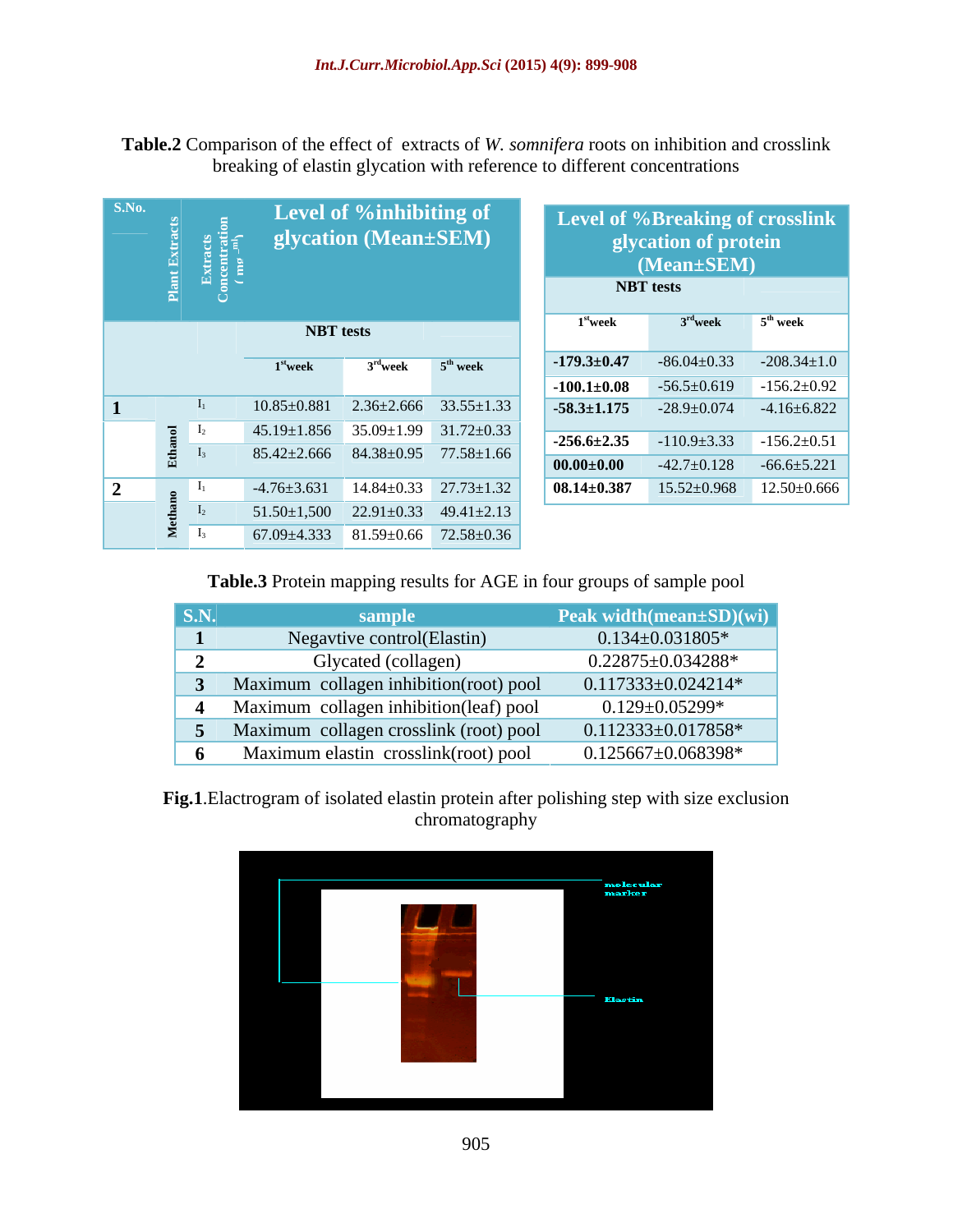**Table.2** Comparison of the effect of extracts of *W. somnifera* roots on inhibition and crosslink breaking of elastin glycation with reference to different concentrations

| S.No. | Plant Extracts | Extracts Concentration ( mg ml$^{-1}$) | Level of %inhibiting of glycation (Mean±SEM) | | | Level of %Breaking of crosslink glycation of protein (Mean±SEM) | | |
|---|---|---|---|---|---|---|---|---|
| | | | NBT tests | | | NBT tests | | |
| | | | 1$^{st}$week | 3$^{rd}$week | 5$^{th}$ week | 1$^{st}$week | 3$^{rd}$week | 5$^{th}$ week |
| | | | | | | **-179.3±0.47** | -86.04±0.33 | -208.34±1.0 |
| | | | | | | **-100.1±0.08** | -56.5±0.619 | -156.2±0.92 |
| 1 | Ethanol | $I_1$ | 10.85±0.881 | 2.36±2.666 | 33.55±1.33 | **-58.3±1.175** | -28.9±0.074 | -4.16±6.822 |
| | | $I_2$ | 45.19±1.856 | 35.09±1.99 | 31.72±0.33 | **-256.6±2.35** | -110.9±3.33 | -156.2±0.51 |
| | | $I_3$ | 85.42±2.666 | 84.38±0.95 | 77.58±1.66 | **00.00±0.00** | -42.7±0.128 | -66.6±5.221 |
| 2 | Methano | $I_1$ | -4.76±3.631 | 14.84±0.33 | 27.73±1.32 | **08.14±0.387** | 15.52±0.968 | 12.50±0.666 |
| | | $I_2$ | 51.50±1,500 | 22.91±0.33 | 49.41±2.13 | | | |
| | | $I_3$ | 67.09±4.333 | 81.59±0.66 | 72.58±0.36 | | | |

**Table.3** Protein mapping results for AGE in four groups of sample pool

| S.N. | sample | Peak width(mean±SD)(wi) |
|---|---|---|
| 1 | Negavtive control(Elastin) | 0.134±0.031805* |
| 2 | Glycated (collagen) | 0.22875±0.034288* |
| 3 | Maximum collagen inhibition(root) pool | 0.117333±0.024214* |
| 4 | Maximum collagen inhibition(leaf) pool | 0.129±0.05299* |
| 5 | Maximum collagen crosslink (root) pool | 0.112333±0.017858* |
| 6 | Maximum elastin crosslink(root) pool | 0.125667±0.068398* |

**Fig.1**.Electrogram of isolated elastin protein after polishing step with size exclusion chromatography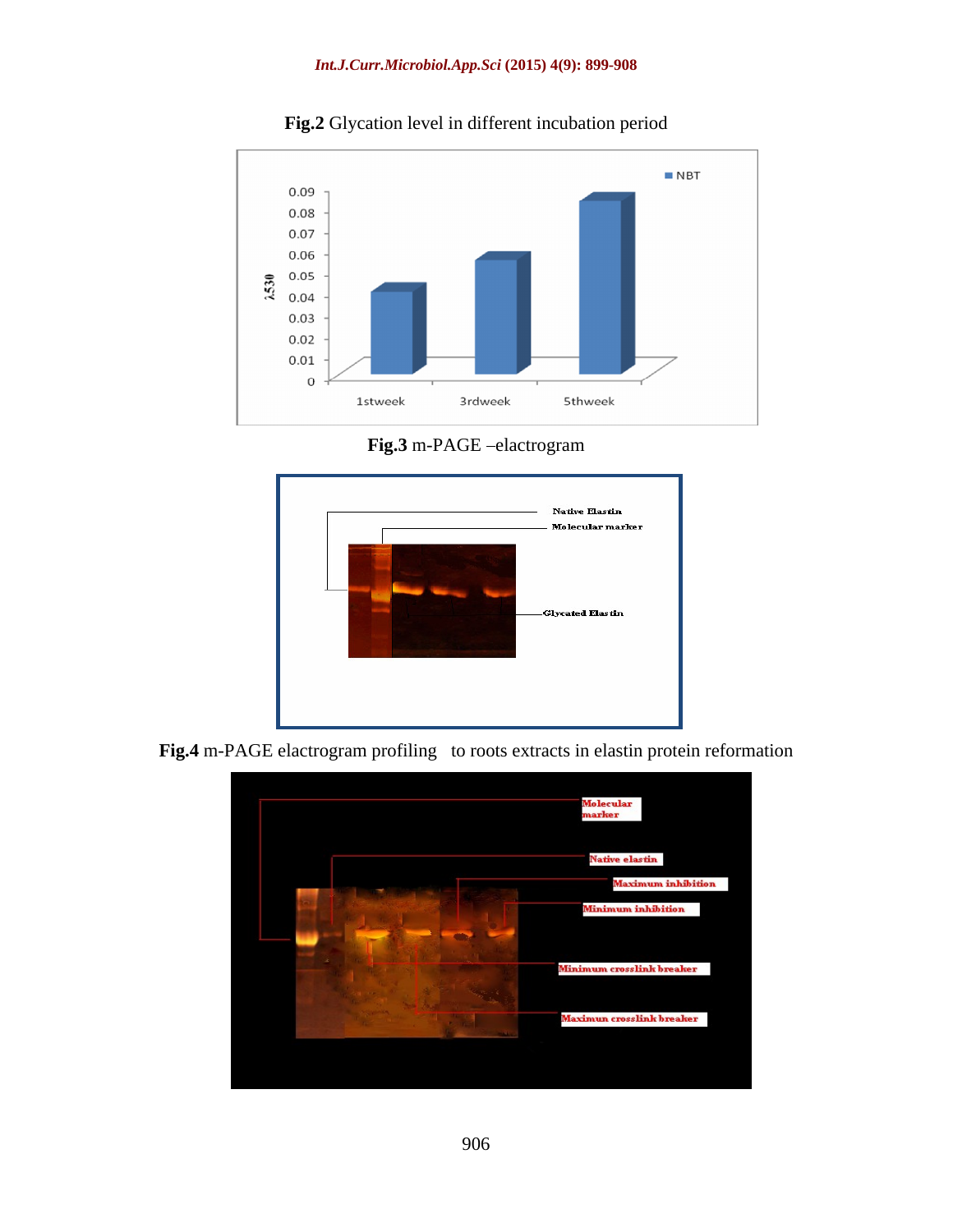**Fig.2** Glycation level in different incubation period

**Fig.3** m-PAGE –elactrogram

**Fig.4** m-PAGE elactrogram profiling to roots extracts in elastin protein reformation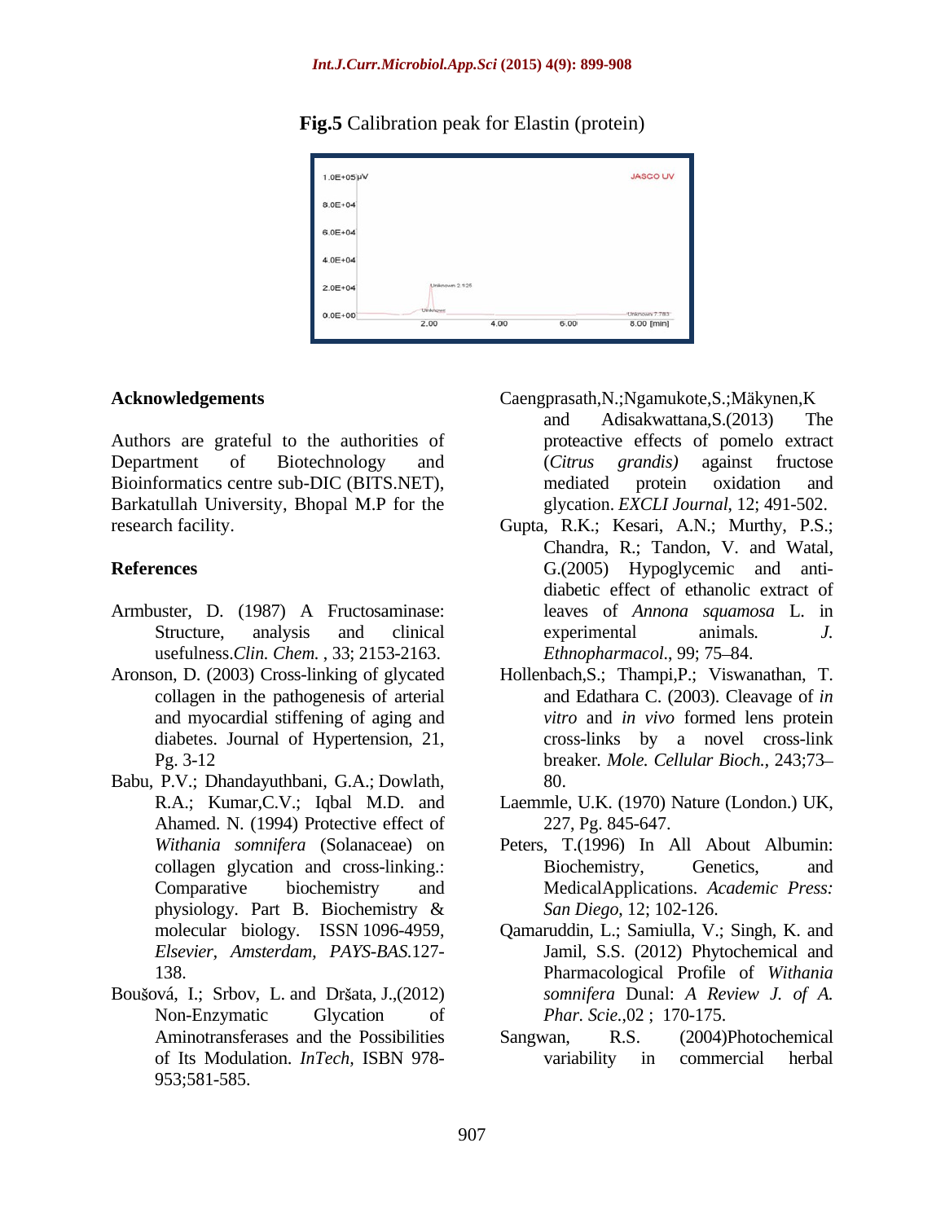**Fig.5** Calibration peak for Elastin (protein)

## Acknowledgements

Authors are grateful to the authorities of Department of Biotechnology and Bioinformatics centre sub-DIC (BITS.NET), Barkatullah University, Bhopal M.P for the research facility.

## References

Armbuster, D. (1987) A Fructosaminase: Structure, analysis and clinical usefulness.*Clin. Chem.* , 33; 2153-2163.

Aronson, D. (2003) Cross-linking of glycated collagen in the pathogenesis of arterial and myocardial stiffening of aging and diabetes. Journal of Hypertension, 21, Pg. 3-12

Babu, P.V.; Dhandayuthbani, G.A.; Dowlath, R.A.; Kumar,C.V.; Iqbal M.D. and Ahamed. N. (1994) Protective effect of *Withania somnifera* (Solanaceae) on collagen glycation and cross-linking.: Comparative biochemistry and physiology. Part B. Biochemistry & molecular biology. ISSN 1096-4959, *Elsevier, Amsterdam, PAYS-BAS.*127-138.

Boušová, I.; Srbov, L. and Dršata, J.,(2012) Non-Enzymatic Glycation of Aminotransferases and the Possibilities of Its Modulation. *InTech,* ISBN 978-953;581-585.

Caengprasath,N.;Ngamukote,S.;Mäkynen,K and Adisakwattana,S.(2013) The proteactive effects of pomelo extract (*Citrus grandis)* against fructose mediated protein oxidation and glycation. *EXCLI Journal*, 12; 491-502.

Gupta, R.K.; Kesari, A.N.; Murthy, P.S.; Chandra, R.; Tandon, V. and Watal, G.(2005) Hypoglycemic and anti-diabetic effect of ethanolic extract of leaves of *Annona squamosa* L. in experimental animals*. J. Ethnopharmacol.*, 99; 75–84.

Hollenbach,S.; Thampi,P.; Viswanathan, T. and Edathara C. (2003). Cleavage of *in vitro* and *in vivo* formed lens protein cross-links by a novel cross-link breaker*. Mole. Cellular Bioch.*, 243;73–80.

Laemmle, U.K. (1970) Nature (London.) UK, 227, Pg. 845-647.

Peters, T.(1996) In All About Albumin: Biochemistry, Genetics, and MedicalApplications. *Academic Press: San Diego*, 12; 102-126.

Qamaruddin, L.; Samiulla, V.; Singh, K. and Jamil, S.S. (2012) Phytochemical and Pharmacological Profile of *Withania somnifera* Dunal: *A Review J. of A. Phar. Scie.*,02 ; 170-175.

Sangwan, R.S. (2004)Photochemical variability in commercial herbal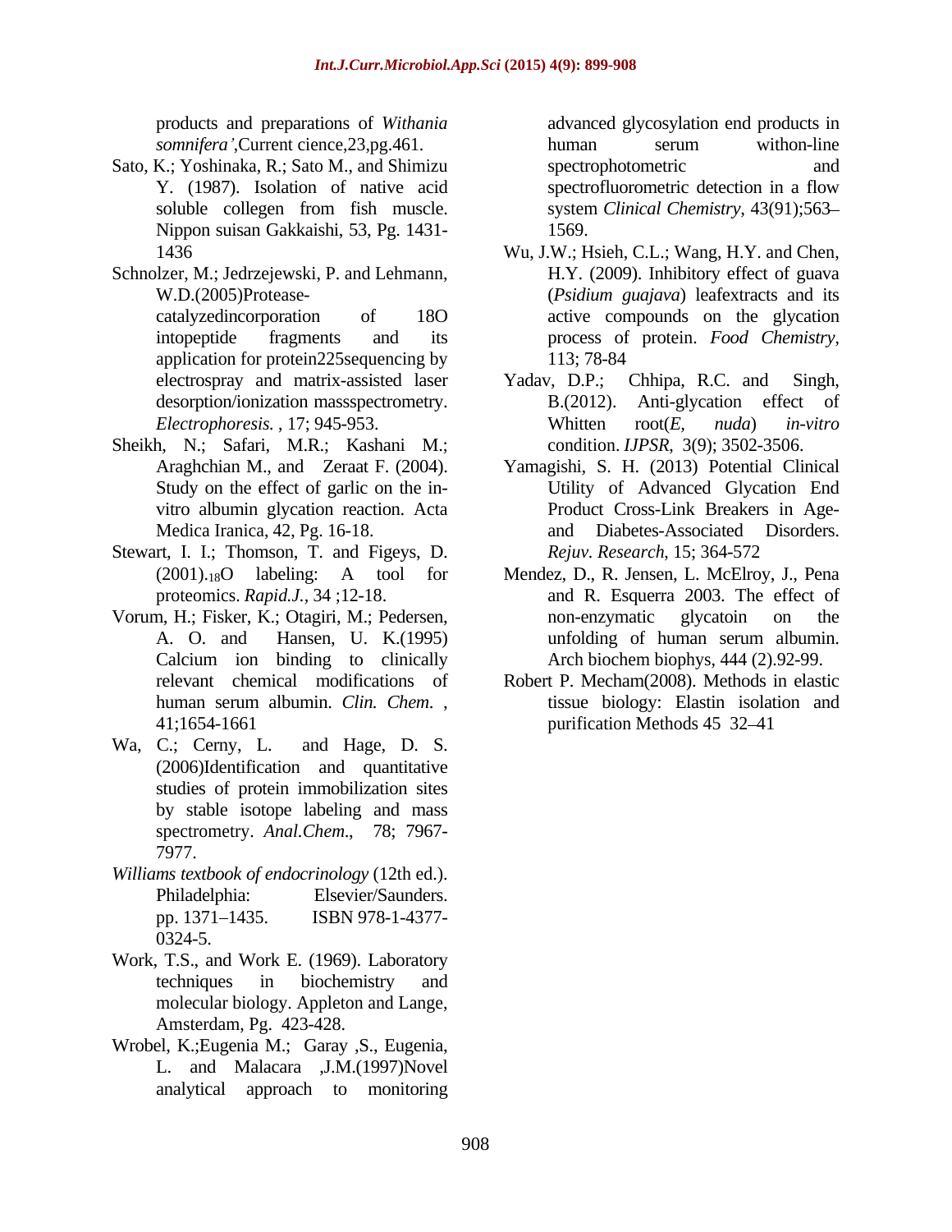products and preparations of *Withania somnifera'*,Current cience,23,pg.461.

Sato, K.; Yoshinaka, R.; Sato M., and Shimizu Y. (1987). Isolation of native acid soluble collegen from fish muscle. Nippon suisan Gakkaishi, 53, Pg. 1431-1436

Schnolzer, M.; Jedrzejewski, P. and Lehmann, W.D.(2005)Protease-catalyzedincorporation of 18O intopeptide fragments and its application for protein225sequencing by electrospray and matrix-assisted laser desorption/ionization massspectrometry. *Electrophoresis.* , 17; 945-953.

Sheikh, N.; Safari, M.R.; Kashani M.; Araghchian M., and Zeraat F. (2004). Study on the effect of garlic on the in-vitro albumin glycation reaction. Acta Medica Iranica, 42, Pg. 16-18.

Stewart, I. I.; Thomson, T. and Figeys, D. (2001).$_{18}$O labeling: A tool for proteomics. *Rapid.J.,* 34 ;12-18.

Vorum, H.; Fisker, K.; Otagiri, M.; Pedersen, A. O. and Hansen, U. K.(1995) Calcium ion binding to clinically relevant chemical modifications of human serum albumin. *Clin. Chem.* , 41;1654-1661

Wa, C.; Cerny, L. and Hage, D. S. (2006)Identification and quantitative studies of protein immobilization sites by stable isotope labeling and mass spectrometry. *Anal.Chem*., 78; 7967-7977.

*Williams textbook of endocrinology* (12th ed.). Philadelphia: Elsevier/Saunders. pp. 1371–1435. ISBN 978-1-4377-0324-5.

Work, T.S., and Work E. (1969). Laboratory techniques in biochemistry and molecular biology. Appleton and Lange, Amsterdam, Pg. 423-428.

Wrobel, K.;Eugenia M.; Garay ,S., Eugenia, L. and Malacara ,J.M.(1997)Novel analytical approach to monitoring advanced glycosylation end products in human serum withon-line spectrophotometric and spectrofluorometric detection in a flow system *Clinical Chemistry*, 43(91);563–1569.

Wu, J.W.; Hsieh, C.L.; Wang, H.Y. and Chen, H.Y. (2009). Inhibitory effect of guava (*Psidium guajava*) leafextracts and its active compounds on the glycation process of protein. *Food Chemistry*, 113; 78-84

Yadav, D.P.; Chhipa, R.C. and Singh, B.(2012). Anti-glycation effect of Whitten root(*E, nuda*) *in-vitro* condition. *IJPSR*, 3(9); 3502-3506.

Yamagishi, S. H. (2013) Potential Clinical Utility of Advanced Glycation End Product Cross-Link Breakers in Age- and Diabetes-Associated Disorders. *Rejuv. Research*, 15; 364-572

Mendez, D., R. Jensen, L. McElroy, J., Pena and R. Esquerra 2003. The effect of non-enzymatic glycatoin on the unfolding of human serum albumin. Arch biochem biophys, 444 (2).92-99.

Robert P. Mecham(2008). Methods in elastic tissue biology: Elastin isolation and purification Methods 45 32–41